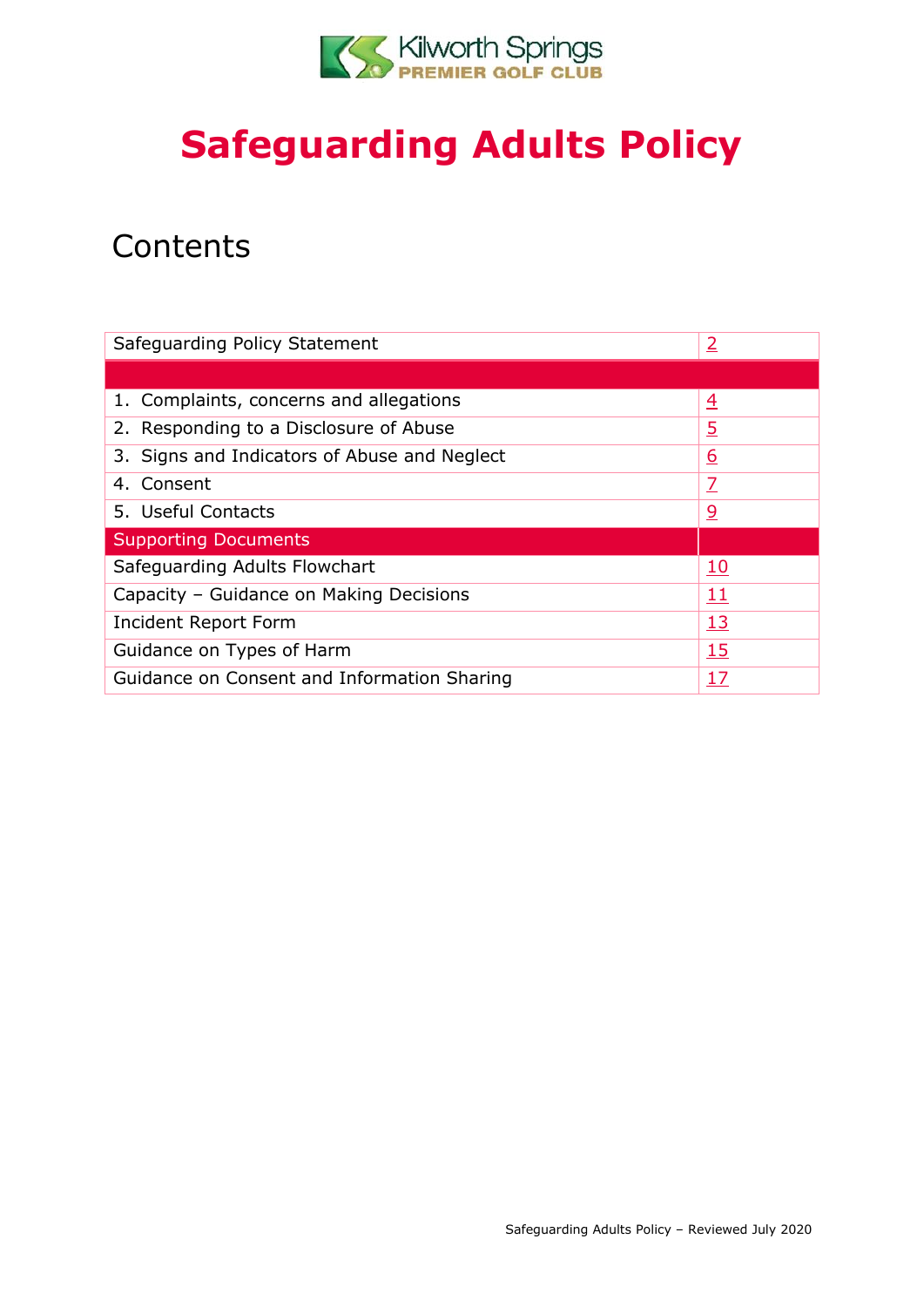Kilworth Springs
PREMIER GOLF CLUB

# Safeguarding Adults Policy

## Contents

| | |
|---|---|
| Safeguarding Policy Statement | 2 |
| | |
| 1. Complaints, concerns and allegations | 4 |
| 2. Responding to a Disclosure of Abuse | 5 |
| 3. Signs and Indicators of Abuse and Neglect | 6 |
| 4. Consent | 7 |
| 5. Useful Contacts | 9 |
| **Supporting Documents** | |
| Safeguarding Adults Flowchart | 10 |
| Capacity – Guidance on Making Decisions | 11 |
| Incident Report Form | 13 |
| Guidance on Types of Harm | 15 |
| Guidance on Consent and Information Sharing | 17 |

Safeguarding Adults Policy – Reviewed July 2020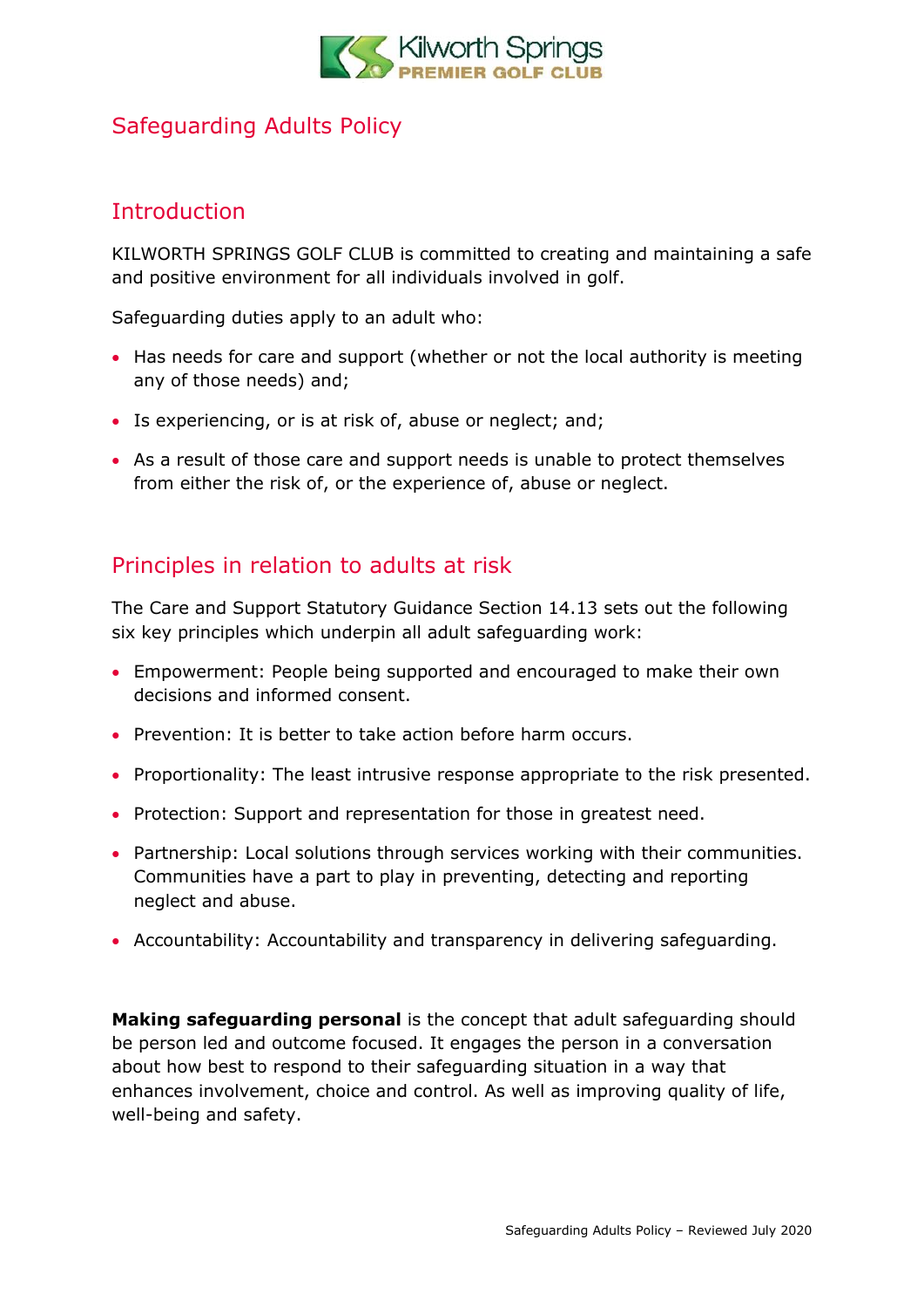## Safeguarding Adults Policy

### Introduction

KILWORTH SPRINGS GOLF CLUB is committed to creating and maintaining a safe and positive environment for all individuals involved in golf.

Safeguarding duties apply to an adult who:

- Has needs for care and support (whether or not the local authority is meeting any of those needs) and;
- Is experiencing, or is at risk of, abuse or neglect; and;
- As a result of those care and support needs is unable to protect themselves from either the risk of, or the experience of, abuse or neglect.

### Principles in relation to adults at risk

The Care and Support Statutory Guidance Section 14.13 sets out the following six key principles which underpin all adult safeguarding work:

- Empowerment: People being supported and encouraged to make their own decisions and informed consent.
- Prevention: It is better to take action before harm occurs.
- Proportionality: The least intrusive response appropriate to the risk presented.
- Protection: Support and representation for those in greatest need.
- Partnership: Local solutions through services working with their communities. Communities have a part to play in preventing, detecting and reporting neglect and abuse.
- Accountability: Accountability and transparency in delivering safeguarding.

**Making safeguarding personal** is the concept that adult safeguarding should be person led and outcome focused. It engages the person in a conversation about how best to respond to their safeguarding situation in a way that enhances involvement, choice and control. As well as improving quality of life, well-being and safety.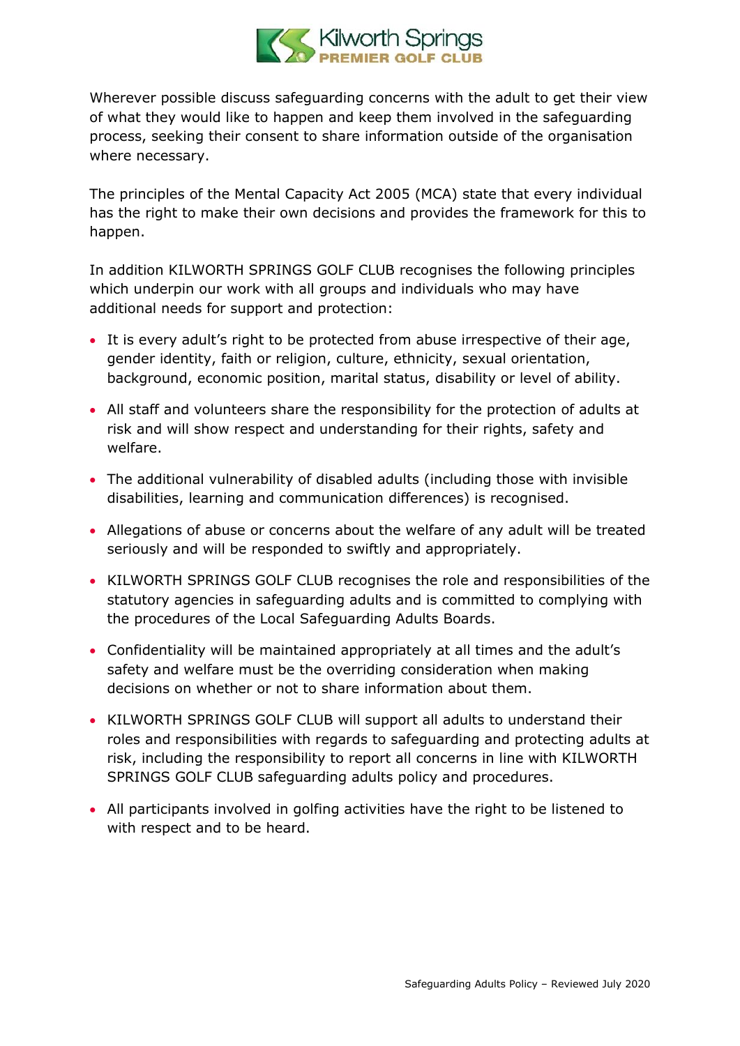Wherever possible discuss safeguarding concerns with the adult to get their view of what they would like to happen and keep them involved in the safeguarding process, seeking their consent to share information outside of the organisation where necessary.

The principles of the Mental Capacity Act 2005 (MCA) state that every individual has the right to make their own decisions and provides the framework for this to happen.

In addition KILWORTH SPRINGS GOLF CLUB recognises the following principles which underpin our work with all groups and individuals who may have additional needs for support and protection:

- It is every adult's right to be protected from abuse irrespective of their age, gender identity, faith or religion, culture, ethnicity, sexual orientation, background, economic position, marital status, disability or level of ability.
- All staff and volunteers share the responsibility for the protection of adults at risk and will show respect and understanding for their rights, safety and welfare.
- The additional vulnerability of disabled adults (including those with invisible disabilities, learning and communication differences) is recognised.
- Allegations of abuse or concerns about the welfare of any adult will be treated seriously and will be responded to swiftly and appropriately.
- KILWORTH SPRINGS GOLF CLUB recognises the role and responsibilities of the statutory agencies in safeguarding adults and is committed to complying with the procedures of the Local Safeguarding Adults Boards.
- Confidentiality will be maintained appropriately at all times and the adult's safety and welfare must be the overriding consideration when making decisions on whether or not to share information about them.
- KILWORTH SPRINGS GOLF CLUB will support all adults to understand their roles and responsibilities with regards to safeguarding and protecting adults at risk, including the responsibility to report all concerns in line with KILWORTH SPRINGS GOLF CLUB safeguarding adults policy and procedures.
- All participants involved in golfing activities have the right to be listened to with respect and to be heard.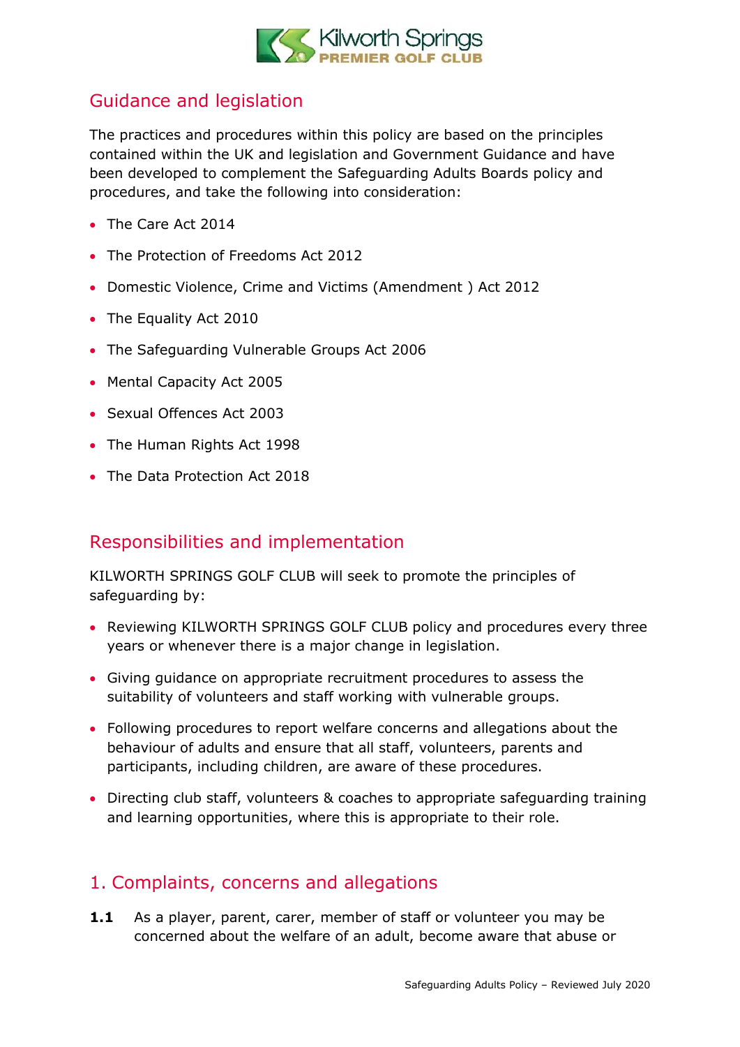## Guidance and legislation

The practices and procedures within this policy are based on the principles contained within the UK and legislation and Government Guidance and have been developed to complement the Safeguarding Adults Boards policy and procedures, and take the following into consideration:

- The Care Act 2014
- The Protection of Freedoms Act 2012
- Domestic Violence, Crime and Victims (Amendment ) Act 2012
- The Equality Act 2010
- The Safeguarding Vulnerable Groups Act 2006
- Mental Capacity Act 2005
- Sexual Offences Act 2003
- The Human Rights Act 1998
- The Data Protection Act 2018

## Responsibilities and implementation

KILWORTH SPRINGS GOLF CLUB will seek to promote the principles of safeguarding by:

- Reviewing KILWORTH SPRINGS GOLF CLUB policy and procedures every three years or whenever there is a major change in legislation.
- Giving guidance on appropriate recruitment procedures to assess the suitability of volunteers and staff working with vulnerable groups.
- Following procedures to report welfare concerns and allegations about the behaviour of adults and ensure that all staff, volunteers, parents and participants, including children, are aware of these procedures.
- Directing club staff, volunteers & coaches to appropriate safeguarding training and learning opportunities, where this is appropriate to their role.

## 1. Complaints, concerns and allegations

**1.1** As a player, parent, carer, member of staff or volunteer you may be concerned about the welfare of an adult, become aware that abuse or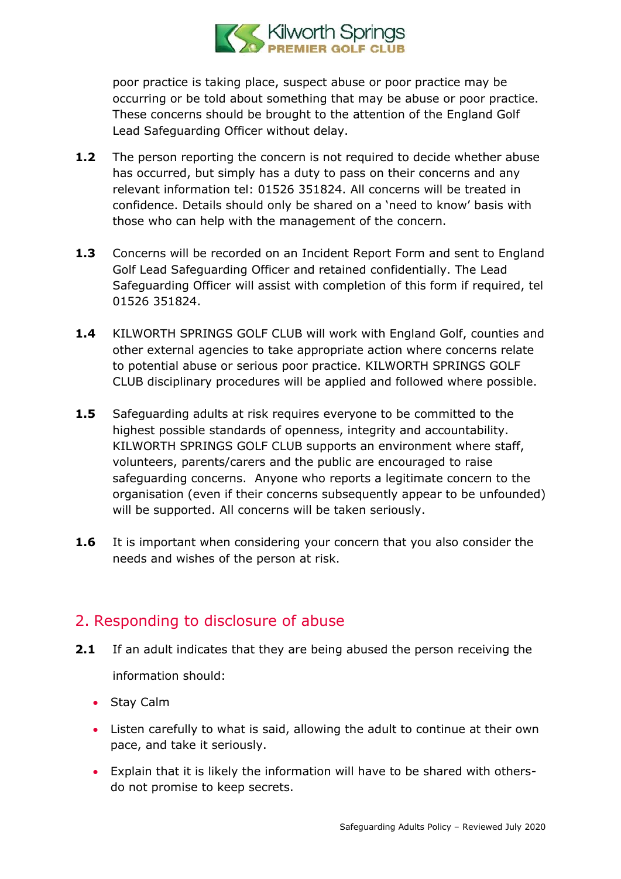poor practice is taking place, suspect abuse or poor practice may be occurring or be told about something that may be abuse or poor practice. These concerns should be brought to the attention of the England Golf Lead Safeguarding Officer without delay.

**1.2** The person reporting the concern is not required to decide whether abuse has occurred, but simply has a duty to pass on their concerns and any relevant information tel: 01526 351824. All concerns will be treated in confidence. Details should only be shared on a 'need to know' basis with those who can help with the management of the concern.

**1.3** Concerns will be recorded on an Incident Report Form and sent to England Golf Lead Safeguarding Officer and retained confidentially. The Lead Safeguarding Officer will assist with completion of this form if required, tel 01526 351824.

**1.4** KILWORTH SPRINGS GOLF CLUB will work with England Golf, counties and other external agencies to take appropriate action where concerns relate to potential abuse or serious poor practice. KILWORTH SPRINGS GOLF CLUB disciplinary procedures will be applied and followed where possible.

**1.5** Safeguarding adults at risk requires everyone to be committed to the highest possible standards of openness, integrity and accountability. KILWORTH SPRINGS GOLF CLUB supports an environment where staff, volunteers, parents/carers and the public are encouraged to raise safeguarding concerns. Anyone who reports a legitimate concern to the organisation (even if their concerns subsequently appear to be unfounded) will be supported. All concerns will be taken seriously.

**1.6** It is important when considering your concern that you also consider the needs and wishes of the person at risk.

## 2. Responding to disclosure of abuse

**2.1** If an adult indicates that they are being abused the person receiving the information should:

- Stay Calm
- Listen carefully to what is said, allowing the adult to continue at their own pace, and take it seriously.
- Explain that it is likely the information will have to be shared with others- do not promise to keep secrets.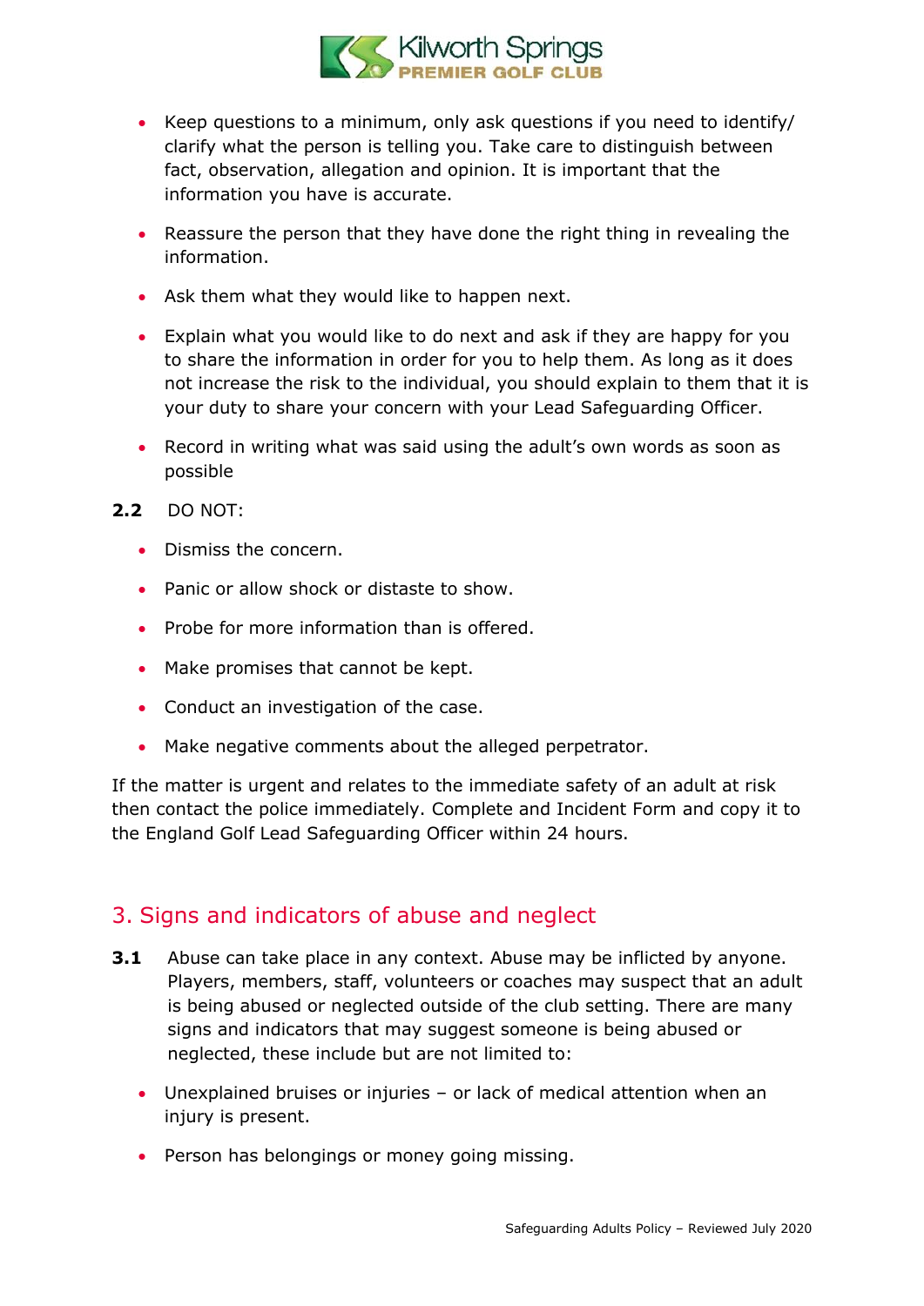- Keep questions to a minimum, only ask questions if you need to identify/ clarify what the person is telling you. Take care to distinguish between fact, observation, allegation and opinion. It is important that the information you have is accurate.
- Reassure the person that they have done the right thing in revealing the information.
- Ask them what they would like to happen next.
- Explain what you would like to do next and ask if they are happy for you to share the information in order for you to help them. As long as it does not increase the risk to the individual, you should explain to them that it is your duty to share your concern with your Lead Safeguarding Officer.
- Record in writing what was said using the adult's own words as soon as possible

**2.2** DO NOT:

- Dismiss the concern.
- Panic or allow shock or distaste to show.
- Probe for more information than is offered.
- Make promises that cannot be kept.
- Conduct an investigation of the case.
- Make negative comments about the alleged perpetrator.

If the matter is urgent and relates to the immediate safety of an adult at risk then contact the police immediately. Complete and Incident Form and copy it to the England Golf Lead Safeguarding Officer within 24 hours.

## 3. Signs and indicators of abuse and neglect

**3.1** Abuse can take place in any context. Abuse may be inflicted by anyone. Players, members, staff, volunteers or coaches may suspect that an adult is being abused or neglected outside of the club setting. There are many signs and indicators that may suggest someone is being abused or neglected, these include but are not limited to:

- Unexplained bruises or injuries – or lack of medical attention when an injury is present.
- Person has belongings or money going missing.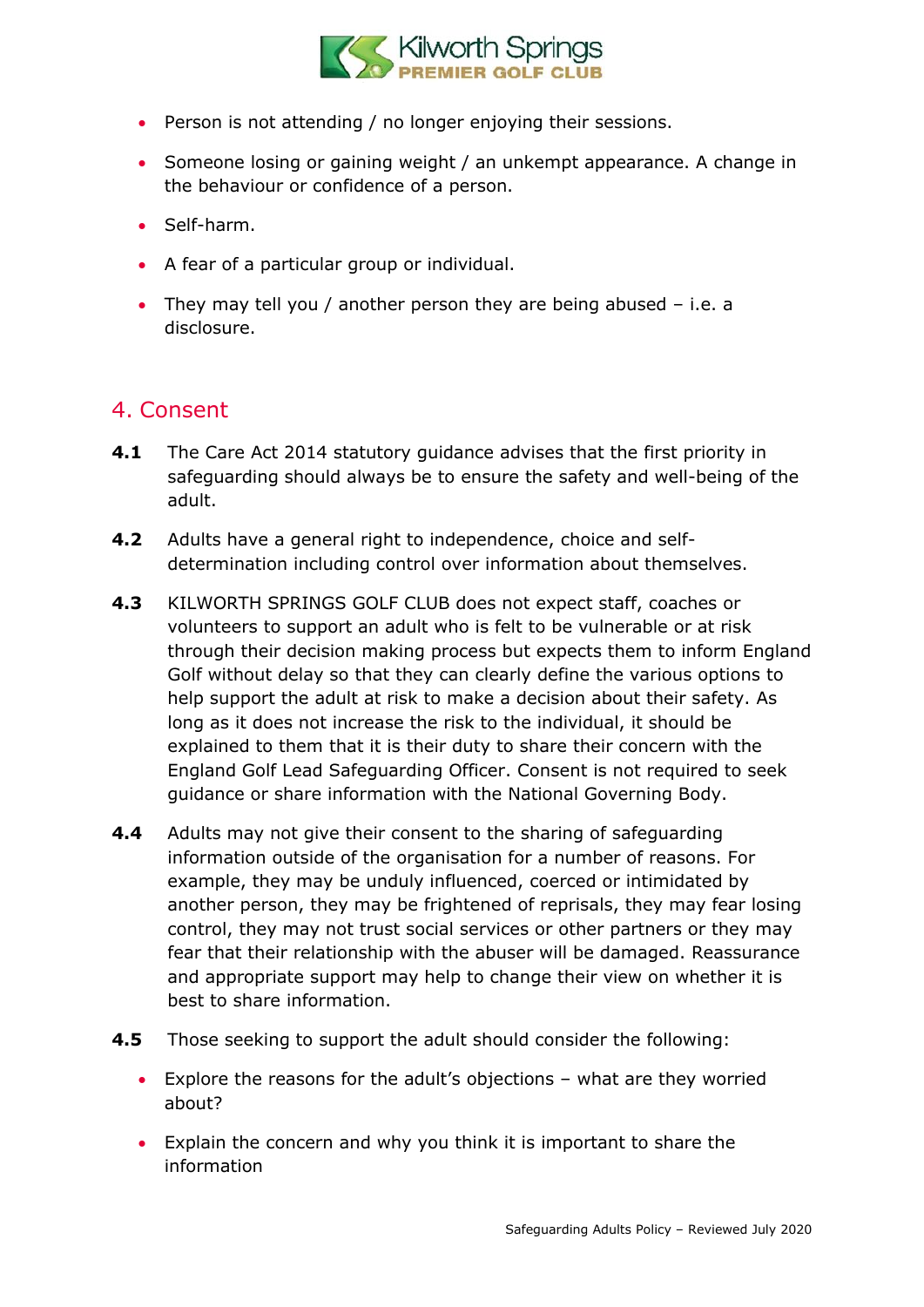- Person is not attending / no longer enjoying their sessions.
- Someone losing or gaining weight / an unkempt appearance. A change in the behaviour or confidence of a person.
- Self-harm.
- A fear of a particular group or individual.
- They may tell you / another person they are being abused – i.e. a disclosure.

## 4. Consent

**4.1** The Care Act 2014 statutory guidance advises that the first priority in safeguarding should always be to ensure the safety and well-being of the adult.

**4.2** Adults have a general right to independence, choice and self-determination including control over information about themselves.

**4.3** KILWORTH SPRINGS GOLF CLUB does not expect staff, coaches or volunteers to support an adult who is felt to be vulnerable or at risk through their decision making process but expects them to inform England Golf without delay so that they can clearly define the various options to help support the adult at risk to make a decision about their safety. As long as it does not increase the risk to the individual, it should be explained to them that it is their duty to share their concern with the England Golf Lead Safeguarding Officer. Consent is not required to seek guidance or share information with the National Governing Body.

**4.4** Adults may not give their consent to the sharing of safeguarding information outside of the organisation for a number of reasons. For example, they may be unduly influenced, coerced or intimidated by another person, they may be frightened of reprisals, they may fear losing control, they may not trust social services or other partners or they may fear that their relationship with the abuser will be damaged. Reassurance and appropriate support may help to change their view on whether it is best to share information.

**4.5** Those seeking to support the adult should consider the following:

- Explore the reasons for the adult's objections – what are they worried about?
- Explain the concern and why you think it is important to share the information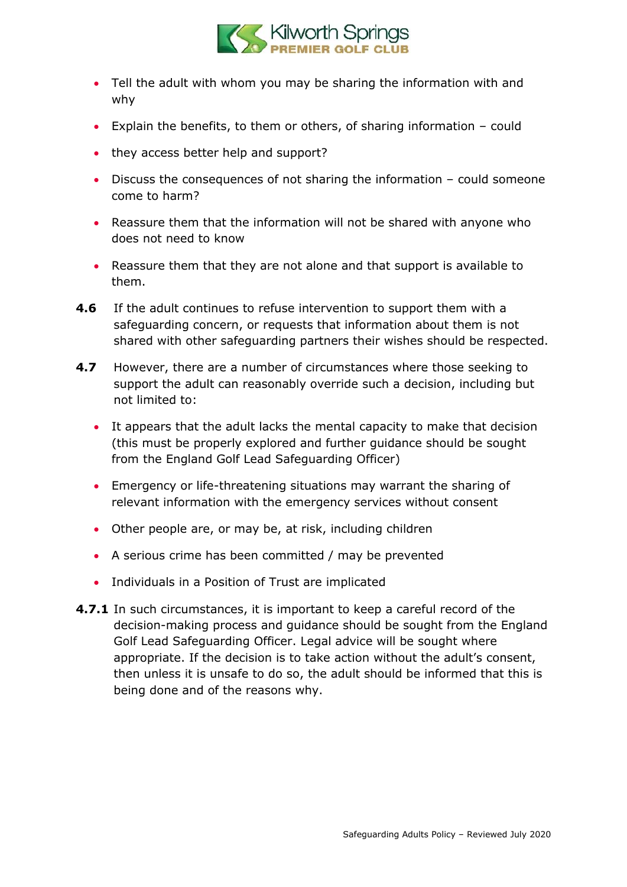- Tell the adult with whom you may be sharing the information with and why
- Explain the benefits, to them or others, of sharing information – could
- they access better help and support?
- Discuss the consequences of not sharing the information – could someone come to harm?
- Reassure them that the information will not be shared with anyone who does not need to know
- Reassure them that they are not alone and that support is available to them.

**4.6** If the adult continues to refuse intervention to support them with a safeguarding concern, or requests that information about them is not shared with other safeguarding partners their wishes should be respected.

**4.7** However, there are a number of circumstances where those seeking to support the adult can reasonably override such a decision, including but not limited to:

- It appears that the adult lacks the mental capacity to make that decision (this must be properly explored and further guidance should be sought from the England Golf Lead Safeguarding Officer)
- Emergency or life-threatening situations may warrant the sharing of relevant information with the emergency services without consent
- Other people are, or may be, at risk, including children
- A serious crime has been committed / may be prevented
- Individuals in a Position of Trust are implicated

**4.7.1** In such circumstances, it is important to keep a careful record of the decision-making process and guidance should be sought from the England Golf Lead Safeguarding Officer. Legal advice will be sought where appropriate. If the decision is to take action without the adult's consent, then unless it is unsafe to do so, the adult should be informed that this is being done and of the reasons why.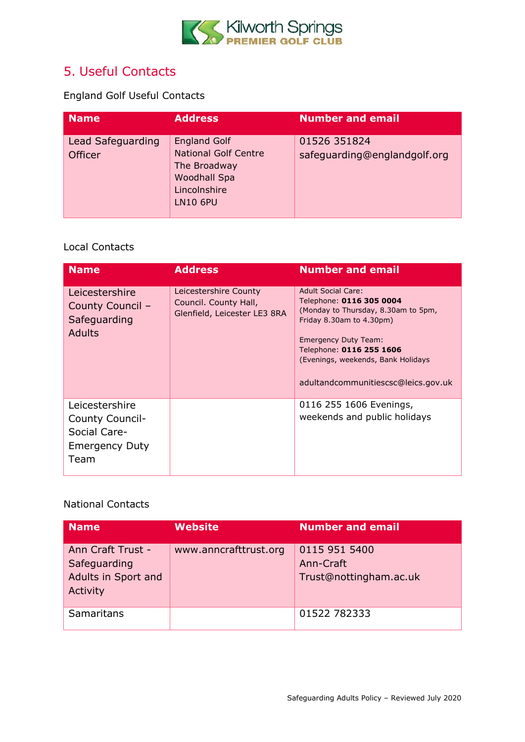## 5. Useful Contacts

England Golf Useful Contacts

| Name | Address | Number and email |
|---|---|---|
| Lead Safeguarding Officer | England Golf<br>National Golf Centre<br>The Broadway<br>Woodhall Spa<br>Lincolnshire<br>LN10 6PU | 01526 351824<br>safeguarding@englandgolf.org |

Local Contacts

| Name | Address | Number and email |
|---|---|---|
| Leicestershire County Council – Safeguarding Adults | Leicestershire County Council. County Hall, Glenfield, Leicester LE3 8RA | Adult Social Care:<br>Telephone: **0116 305 0004**<br>(Monday to Thursday, 8.30am to 5pm, Friday 8.30am to 4.30pm)<br><br>Emergency Duty Team:<br>Telephone: **0116 255 1606**<br>(Evenings, weekends, Bank Holidays<br><br>adultandcommunitiescsc@leics.gov.uk |
| Leicestershire County Council- Social Care- Emergency Duty Team | | 0116 255 1606 Evenings, weekends and public holidays |

National Contacts

| Name | Website | Number and email |
|---|---|---|
| Ann Craft Trust - Safeguarding Adults in Sport and Activity | www.anncrafttrust.org | 0115 951 5400<br>Ann-Craft Trust@nottingham.ac.uk |
| Samaritans | | 01522 782333 |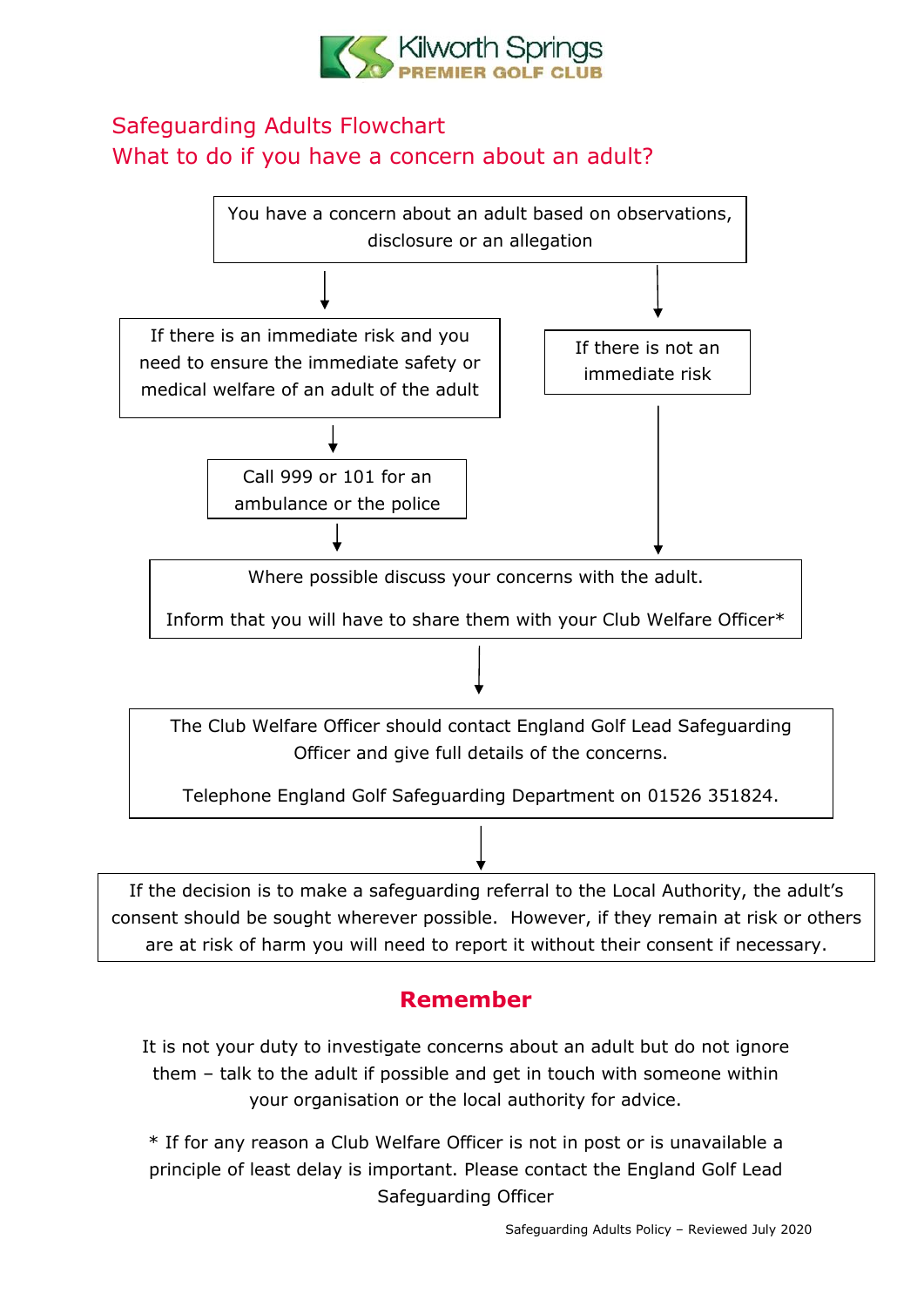Kilworth Springs
PREMIER GOLF CLUB

## Safeguarding Adults Flowchart
## What to do if you have a concern about an adult?

You have a concern about an adult based on observations, disclosure or an allegation

↓

If there is an immediate risk and you need to ensure the immediate safety or medical welfare of an adult of the adult

↓

Call 999 or 101 for an ambulance or the police

↓

If there is not an immediate risk

↓

Where possible discuss your concerns with the adult.

Inform that you will have to share them with your Club Welfare Officer*

↓

The Club Welfare Officer should contact England Golf Lead Safeguarding Officer and give full details of the concerns.

Telephone England Golf Safeguarding Department on 01526 351824.

↓

If the decision is to make a safeguarding referral to the Local Authority, the adult's consent should be sought wherever possible. However, if they remain at risk or others are at risk of harm you will need to report it without their consent if necessary.

## Remember

It is not your duty to investigate concerns about an adult but do not ignore them – talk to the adult if possible and get in touch with someone within your organisation or the local authority for advice.

* If for any reason a Club Welfare Officer is not in post or is unavailable a principle of least delay is important. Please contact the England Golf Lead Safeguarding Officer

Safeguarding Adults Policy – Reviewed July 2020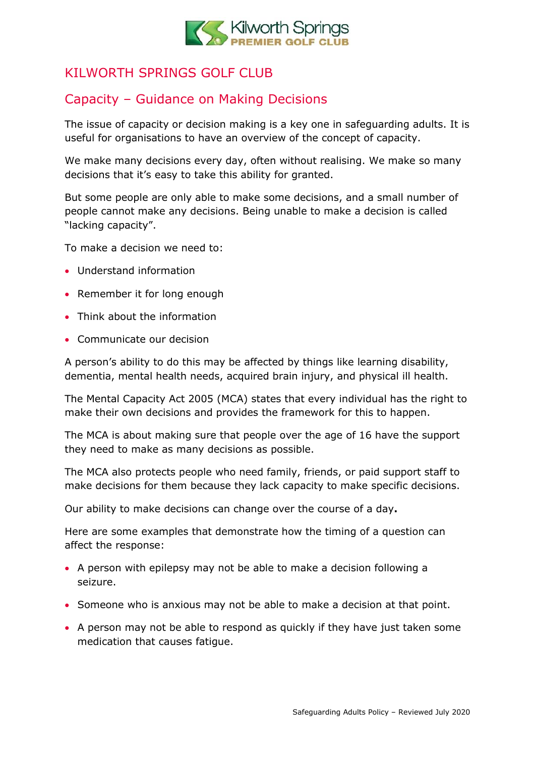# KILWORTH SPRINGS GOLF CLUB

## Capacity – Guidance on Making Decisions

The issue of capacity or decision making is a key one in safeguarding adults. It is useful for organisations to have an overview of the concept of capacity.

We make many decisions every day, often without realising. We make so many decisions that it's easy to take this ability for granted.

But some people are only able to make some decisions, and a small number of people cannot make any decisions. Being unable to make a decision is called "lacking capacity".

To make a decision we need to:

- Understand information
- Remember it for long enough
- Think about the information
- Communicate our decision

A person's ability to do this may be affected by things like learning disability, dementia, mental health needs, acquired brain injury, and physical ill health.

The Mental Capacity Act 2005 (MCA) states that every individual has the right to make their own decisions and provides the framework for this to happen.

The MCA is about making sure that people over the age of 16 have the support they need to make as many decisions as possible.

The MCA also protects people who need family, friends, or paid support staff to make decisions for them because they lack capacity to make specific decisions.

Our ability to make decisions can change over the course of a day**.**

Here are some examples that demonstrate how the timing of a question can affect the response:

- A person with epilepsy may not be able to make a decision following a seizure.
- Someone who is anxious may not be able to make a decision at that point.
- A person may not be able to respond as quickly if they have just taken some medication that causes fatigue.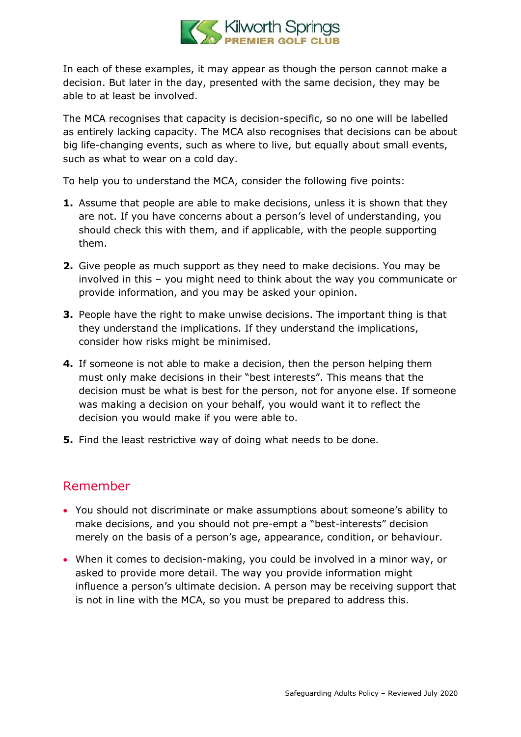In each of these examples, it may appear as though the person cannot make a decision. But later in the day, presented with the same decision, they may be able to at least be involved.

The MCA recognises that capacity is decision-specific, so no one will be labelled as entirely lacking capacity. The MCA also recognises that decisions can be about big life-changing events, such as where to live, but equally about small events, such as what to wear on a cold day.

To help you to understand the MCA, consider the following five points:

1. Assume that people are able to make decisions, unless it is shown that they are not. If you have concerns about a person's level of understanding, you should check this with them, and if applicable, with the people supporting them.
2. Give people as much support as they need to make decisions. You may be involved in this – you might need to think about the way you communicate or provide information, and you may be asked your opinion.
3. People have the right to make unwise decisions. The important thing is that they understand the implications. If they understand the implications, consider how risks might be minimised.
4. If someone is not able to make a decision, then the person helping them must only make decisions in their "best interests". This means that the decision must be what is best for the person, not for anyone else. If someone was making a decision on your behalf, you would want it to reflect the decision you would make if you were able to.
5. Find the least restrictive way of doing what needs to be done.

## Remember

- You should not discriminate or make assumptions about someone's ability to make decisions, and you should not pre-empt a "best-interests" decision merely on the basis of a person's age, appearance, condition, or behaviour.
- When it comes to decision-making, you could be involved in a minor way, or asked to provide more detail. The way you provide information might influence a person's ultimate decision. A person may be receiving support that is not in line with the MCA, so you must be prepared to address this.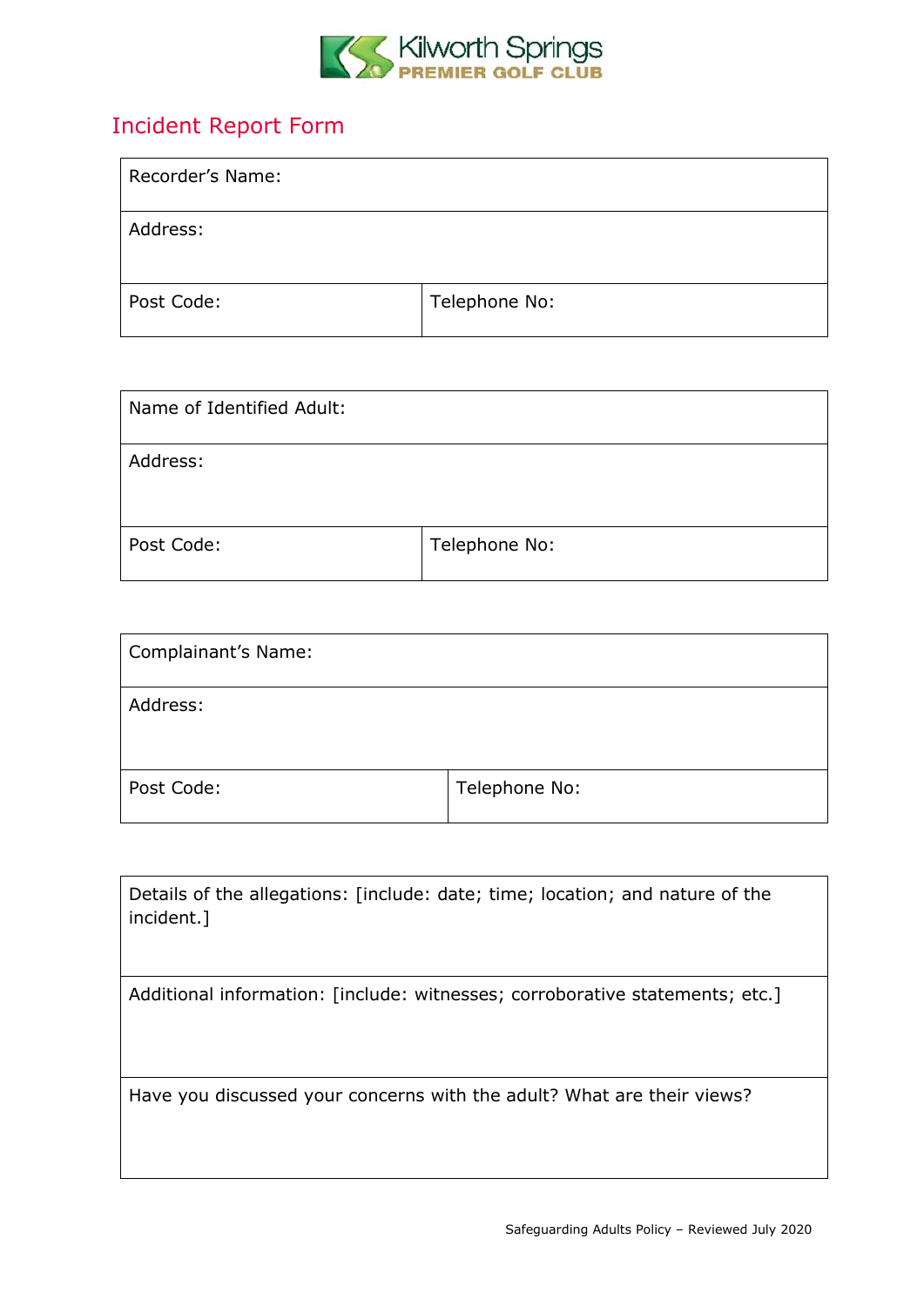Kilworth Springs
PREMIER GOLF CLUB

## Incident Report Form

| Recorder's Name: | |
|---|---|
| Address: | |
| Post Code: | Telephone No: |

| Name of Identified Adult: | |
|---|---|
| Address: | |
| Post Code: | Telephone No: |

| Complainant's Name: | |
|---|---|
| Address: | |
| Post Code: | Telephone No: |

| Details of the allegations: [include: date; time; location; and nature of the incident.] |
|---|
| Additional information: [include: witnesses; corroborative statements; etc.] |
| Have you discussed your concerns with the adult? What are their views? |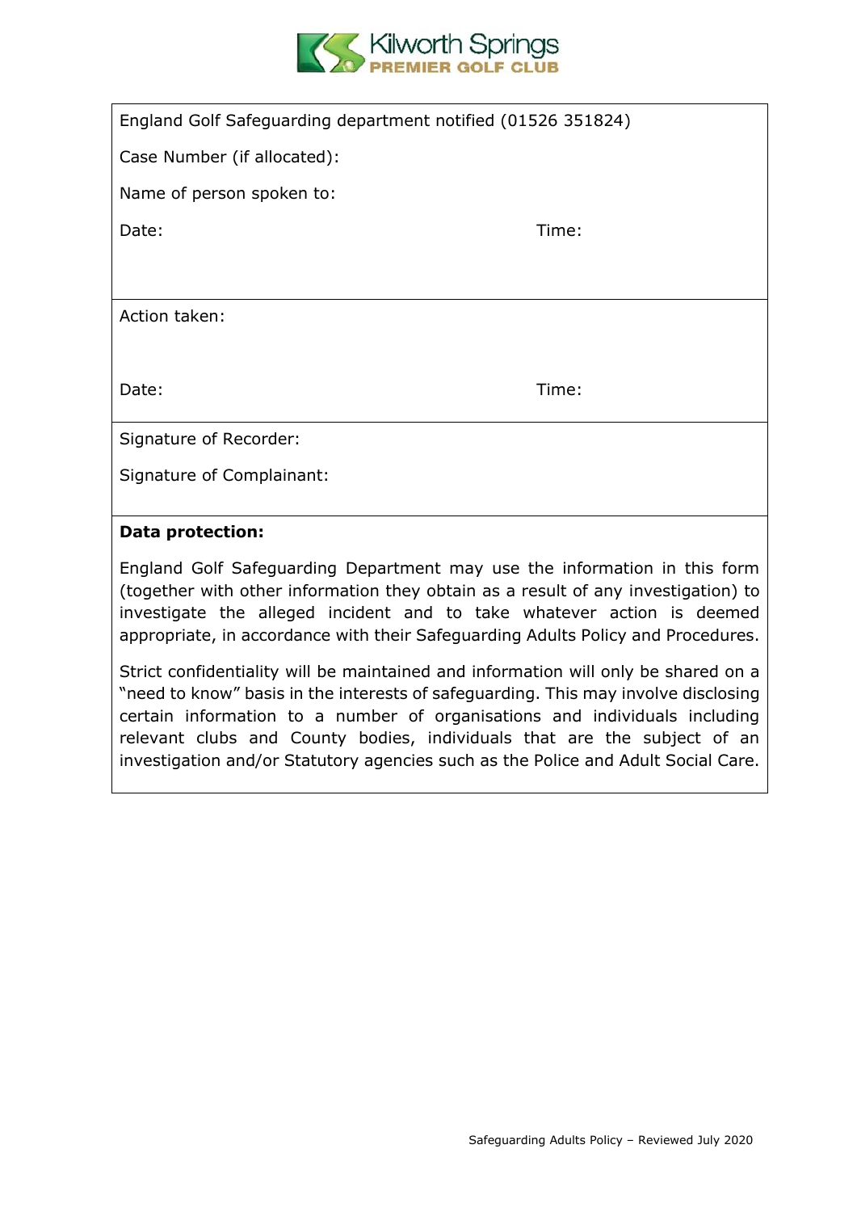England Golf Safeguarding department notified (01526 351824)

Case Number (if allocated):

Name of person spoken to:

Date: Time:

Action taken:

Date: Time:

Signature of Recorder:

Signature of Complainant:

**Data protection:**

England Golf Safeguarding Department may use the information in this form (together with other information they obtain as a result of any investigation) to investigate the alleged incident and to take whatever action is deemed appropriate, in accordance with their Safeguarding Adults Policy and Procedures.

Strict confidentiality will be maintained and information will only be shared on a "need to know" basis in the interests of safeguarding. This may involve disclosing certain information to a number of organisations and individuals including relevant clubs and County bodies, individuals that are the subject of an investigation and/or Statutory agencies such as the Police and Adult Social Care.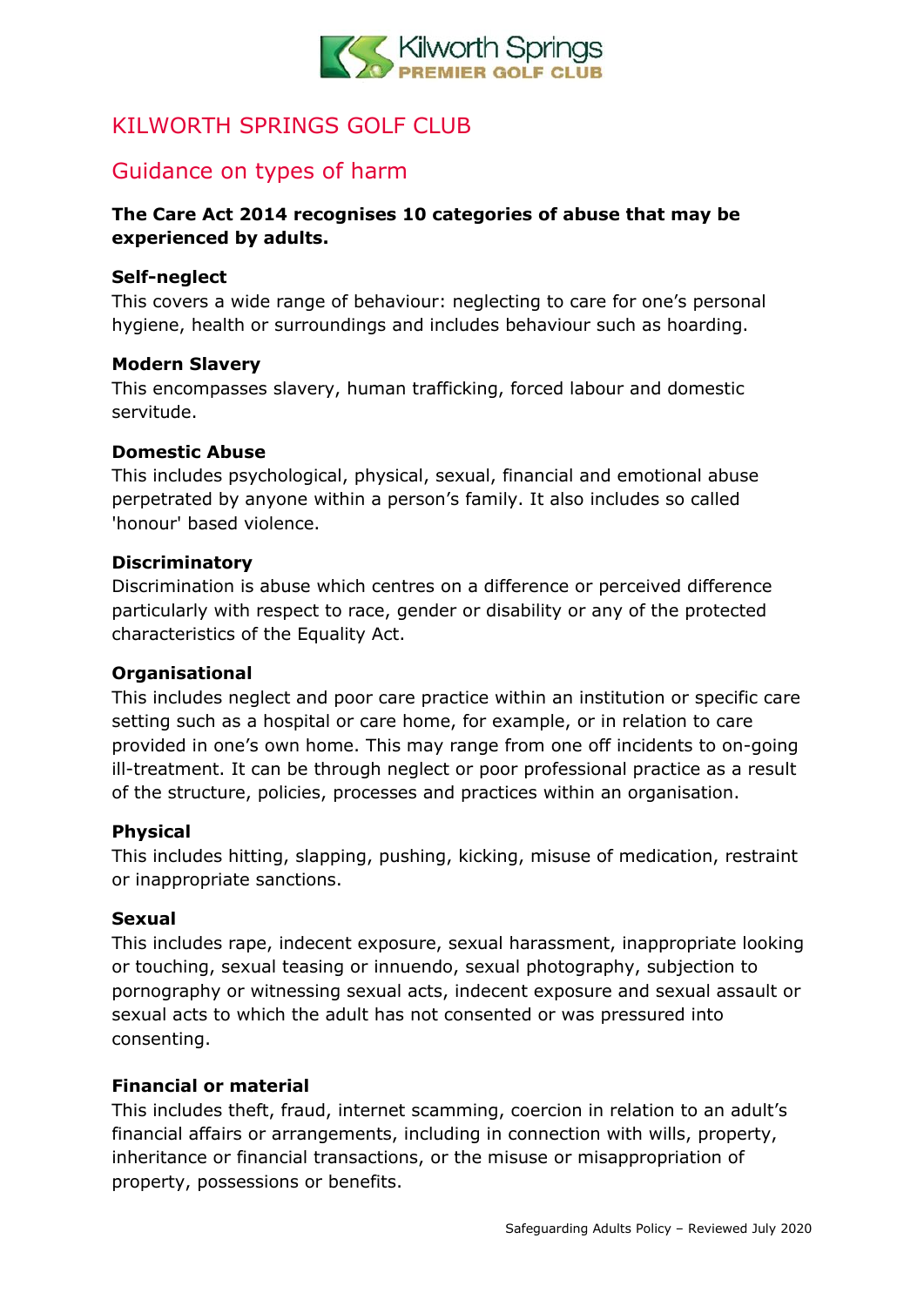# KILWORTH SPRINGS GOLF CLUB

## Guidance on types of harm

**The Care Act 2014 recognises 10 categories of abuse that may be experienced by adults.**

**Self-neglect**
This covers a wide range of behaviour: neglecting to care for one's personal hygiene, health or surroundings and includes behaviour such as hoarding.

**Modern Slavery**
This encompasses slavery, human trafficking, forced labour and domestic servitude.

**Domestic Abuse**
This includes psychological, physical, sexual, financial and emotional abuse perpetrated by anyone within a person's family. It also includes so called 'honour' based violence.

**Discriminatory**
Discrimination is abuse which centres on a difference or perceived difference particularly with respect to race, gender or disability or any of the protected characteristics of the Equality Act.

**Organisational**
This includes neglect and poor care practice within an institution or specific care setting such as a hospital or care home, for example, or in relation to care provided in one's own home. This may range from one off incidents to on-going ill-treatment. It can be through neglect or poor professional practice as a result of the structure, policies, processes and practices within an organisation.

**Physical**
This includes hitting, slapping, pushing, kicking, misuse of medication, restraint or inappropriate sanctions.

**Sexual**
This includes rape, indecent exposure, sexual harassment, inappropriate looking or touching, sexual teasing or innuendo, sexual photography, subjection to pornography or witnessing sexual acts, indecent exposure and sexual assault or sexual acts to which the adult has not consented or was pressured into consenting.

**Financial or material**
This includes theft, fraud, internet scamming, coercion in relation to an adult's financial affairs or arrangements, including in connection with wills, property, inheritance or financial transactions, or the misuse or misappropriation of property, possessions or benefits.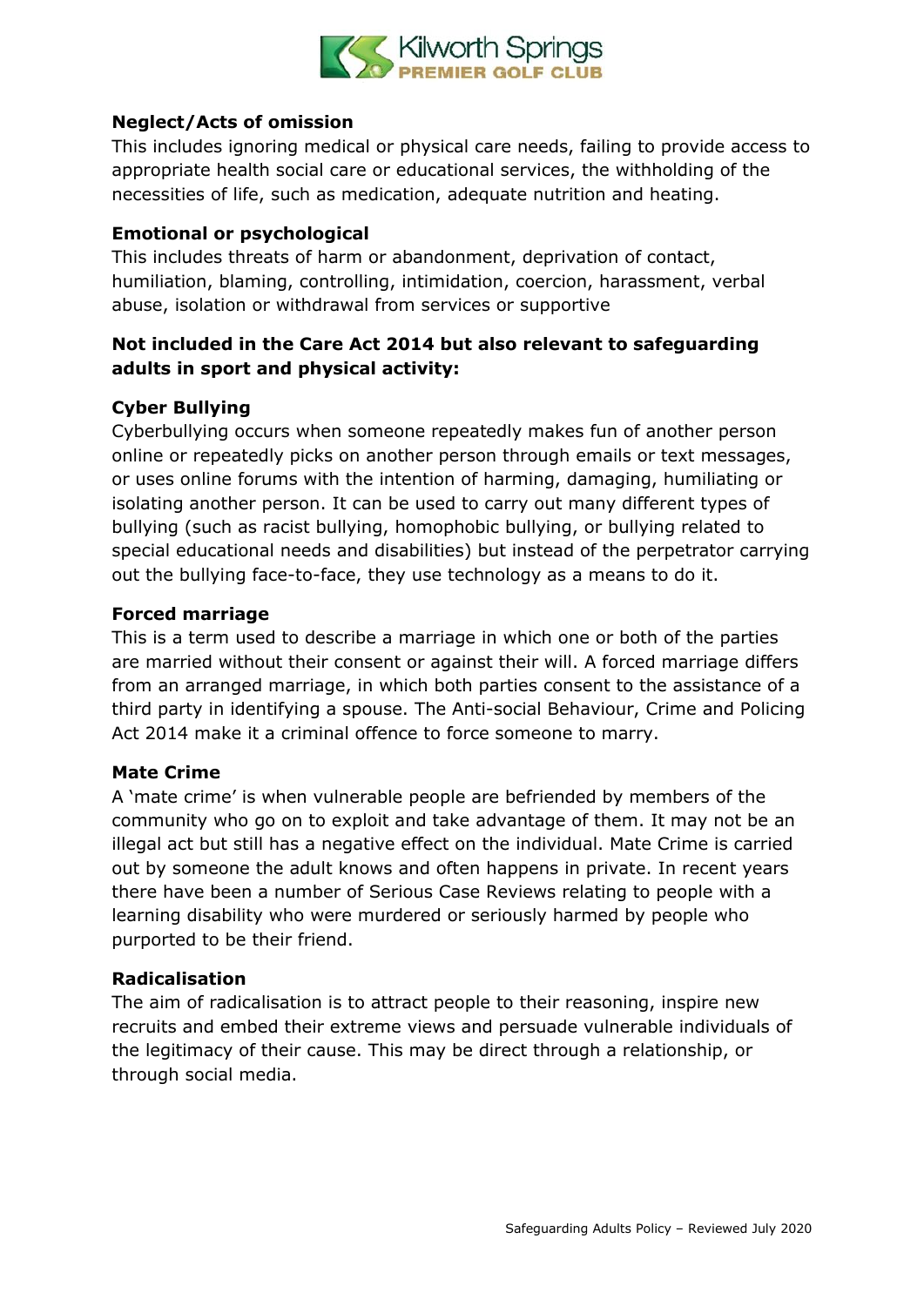**Neglect/Acts of omission**
This includes ignoring medical or physical care needs, failing to provide access to appropriate health social care or educational services, the withholding of the necessities of life, such as medication, adequate nutrition and heating.

**Emotional or psychological**
This includes threats of harm or abandonment, deprivation of contact, humiliation, blaming, controlling, intimidation, coercion, harassment, verbal abuse, isolation or withdrawal from services or supportive

**Not included in the Care Act 2014 but also relevant to safeguarding adults in sport and physical activity:**

**Cyber Bullying**
Cyberbullying occurs when someone repeatedly makes fun of another person online or repeatedly picks on another person through emails or text messages, or uses online forums with the intention of harming, damaging, humiliating or isolating another person. It can be used to carry out many different types of bullying (such as racist bullying, homophobic bullying, or bullying related to special educational needs and disabilities) but instead of the perpetrator carrying out the bullying face-to-face, they use technology as a means to do it.

**Forced marriage**
This is a term used to describe a marriage in which one or both of the parties are married without their consent or against their will. A forced marriage differs from an arranged marriage, in which both parties consent to the assistance of a third party in identifying a spouse. The Anti-social Behaviour, Crime and Policing Act 2014 make it a criminal offence to force someone to marry.

**Mate Crime**
A 'mate crime' is when vulnerable people are befriended by members of the community who go on to exploit and take advantage of them. It may not be an illegal act but still has a negative effect on the individual. Mate Crime is carried out by someone the adult knows and often happens in private. In recent years there have been a number of Serious Case Reviews relating to people with a learning disability who were murdered or seriously harmed by people who purported to be their friend.

**Radicalisation**
The aim of radicalisation is to attract people to their reasoning, inspire new recruits and embed their extreme views and persuade vulnerable individuals of the legitimacy of their cause. This may be direct through a relationship, or through social media.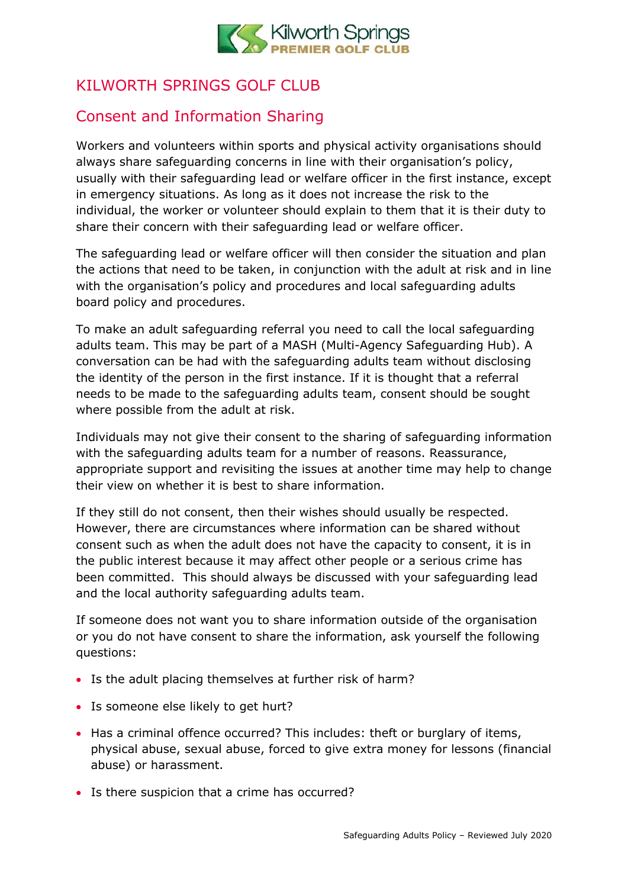# KILWORTH SPRINGS GOLF CLUB

## Consent and Information Sharing

Workers and volunteers within sports and physical activity organisations should always share safeguarding concerns in line with their organisation's policy, usually with their safeguarding lead or welfare officer in the first instance, except in emergency situations. As long as it does not increase the risk to the individual, the worker or volunteer should explain to them that it is their duty to share their concern with their safeguarding lead or welfare officer.

The safeguarding lead or welfare officer will then consider the situation and plan the actions that need to be taken, in conjunction with the adult at risk and in line with the organisation's policy and procedures and local safeguarding adults board policy and procedures.

To make an adult safeguarding referral you need to call the local safeguarding adults team. This may be part of a MASH (Multi-Agency Safeguarding Hub). A conversation can be had with the safeguarding adults team without disclosing the identity of the person in the first instance. If it is thought that a referral needs to be made to the safeguarding adults team, consent should be sought where possible from the adult at risk.

Individuals may not give their consent to the sharing of safeguarding information with the safeguarding adults team for a number of reasons. Reassurance, appropriate support and revisiting the issues at another time may help to change their view on whether it is best to share information.

If they still do not consent, then their wishes should usually be respected. However, there are circumstances where information can be shared without consent such as when the adult does not have the capacity to consent, it is in the public interest because it may affect other people or a serious crime has been committed. This should always be discussed with your safeguarding lead and the local authority safeguarding adults team.

If someone does not want you to share information outside of the organisation or you do not have consent to share the information, ask yourself the following questions:

- Is the adult placing themselves at further risk of harm?
- Is someone else likely to get hurt?
- Has a criminal offence occurred? This includes: theft or burglary of items, physical abuse, sexual abuse, forced to give extra money for lessons (financial abuse) or harassment.
- Is there suspicion that a crime has occurred?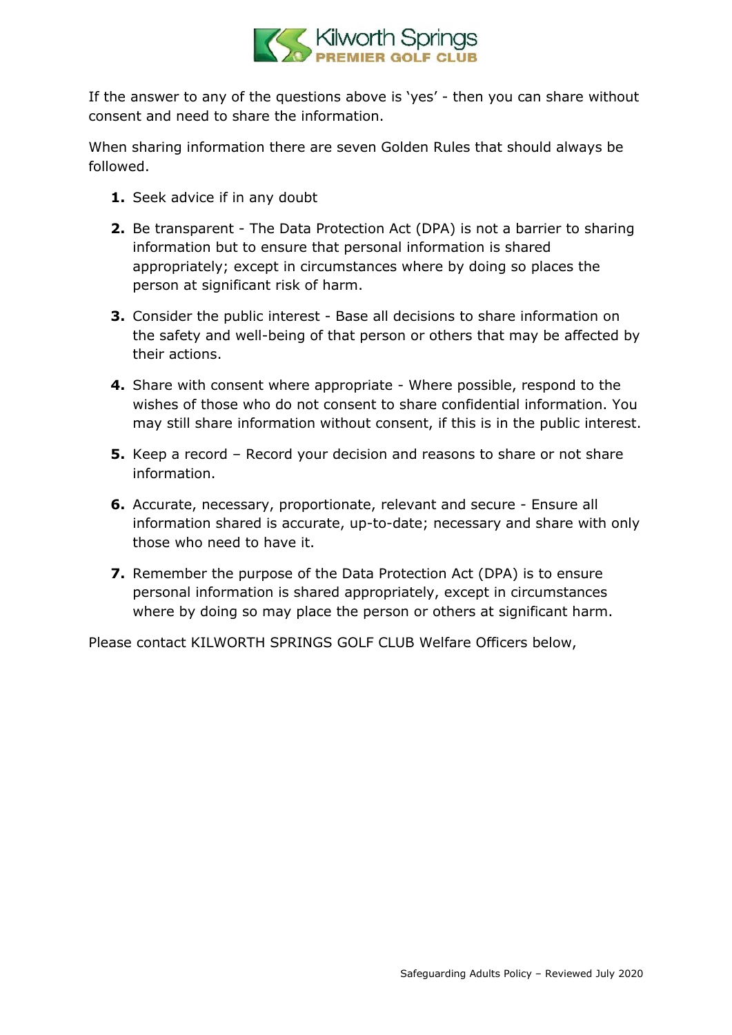If the answer to any of the questions above is 'yes' - then you can share without consent and need to share the information.

When sharing information there are seven Golden Rules that should always be followed.

1. Seek advice if in any doubt
2. Be transparent - The Data Protection Act (DPA) is not a barrier to sharing information but to ensure that personal information is shared appropriately; except in circumstances where by doing so places the person at significant risk of harm.
3. Consider the public interest - Base all decisions to share information on the safety and well-being of that person or others that may be affected by their actions.
4. Share with consent where appropriate - Where possible, respond to the wishes of those who do not consent to share confidential information. You may still share information without consent, if this is in the public interest.
5. Keep a record – Record your decision and reasons to share or not share information.
6. Accurate, necessary, proportionate, relevant and secure - Ensure all information shared is accurate, up-to-date; necessary and share with only those who need to have it.
7. Remember the purpose of the Data Protection Act (DPA) is to ensure personal information is shared appropriately, except in circumstances where by doing so may place the person or others at significant harm.

Please contact KILWORTH SPRINGS GOLF CLUB Welfare Officers below,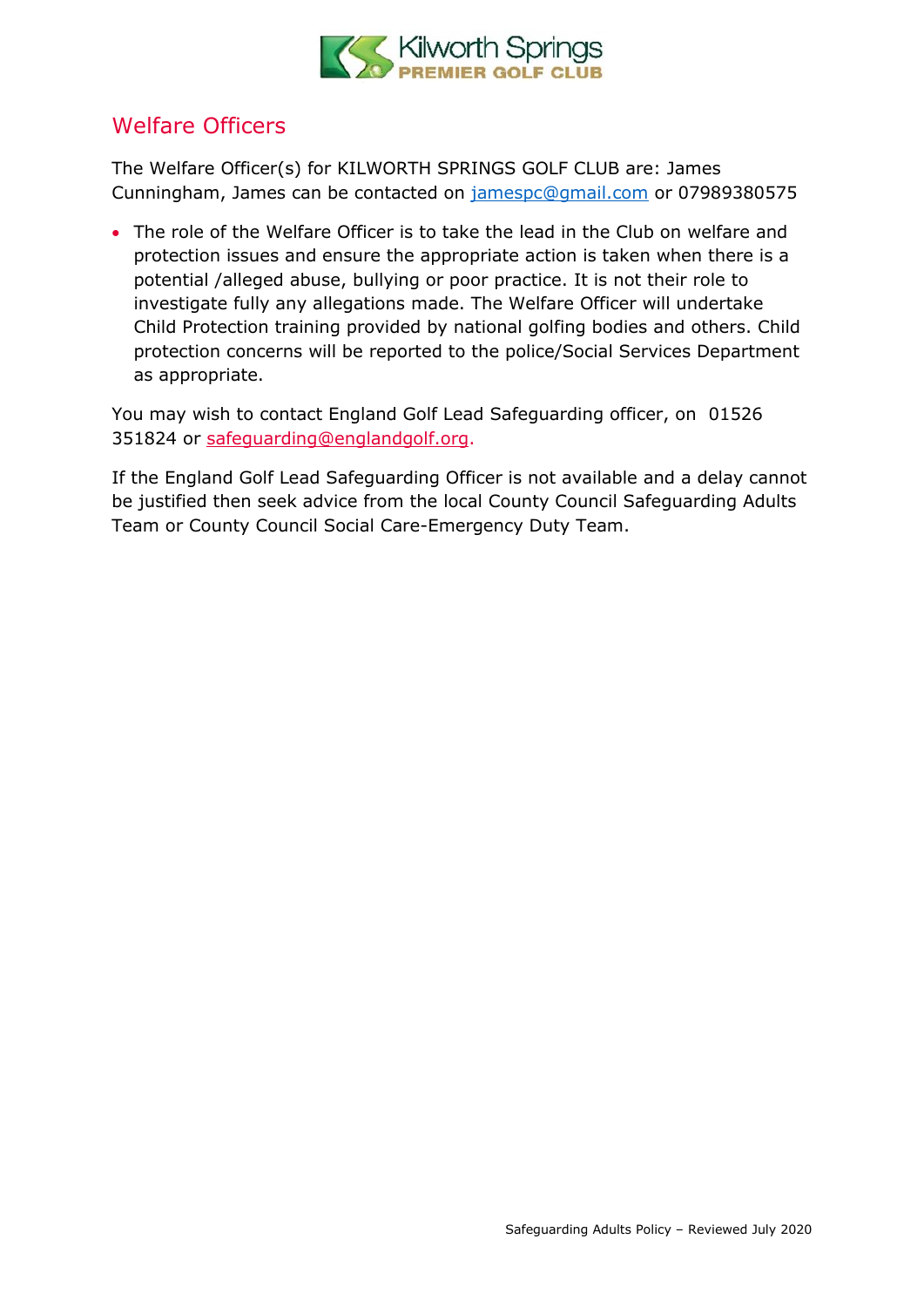## Welfare Officers

The Welfare Officer(s) for KILWORTH SPRINGS GOLF CLUB are: James Cunningham, James can be contacted on jamespc@gmail.com or 07989380575

- The role of the Welfare Officer is to take the lead in the Club on welfare and protection issues and ensure the appropriate action is taken when there is a potential /alleged abuse, bullying or poor practice. It is not their role to investigate fully any allegations made. The Welfare Officer will undertake Child Protection training provided by national golfing bodies and others. Child protection concerns will be reported to the police/Social Services Department as appropriate.

You may wish to contact England Golf Lead Safeguarding officer, on 01526 351824 or safeguarding@englandgolf.org.

If the England Golf Lead Safeguarding Officer is not available and a delay cannot be justified then seek advice from the local County Council Safeguarding Adults Team or County Council Social Care-Emergency Duty Team.